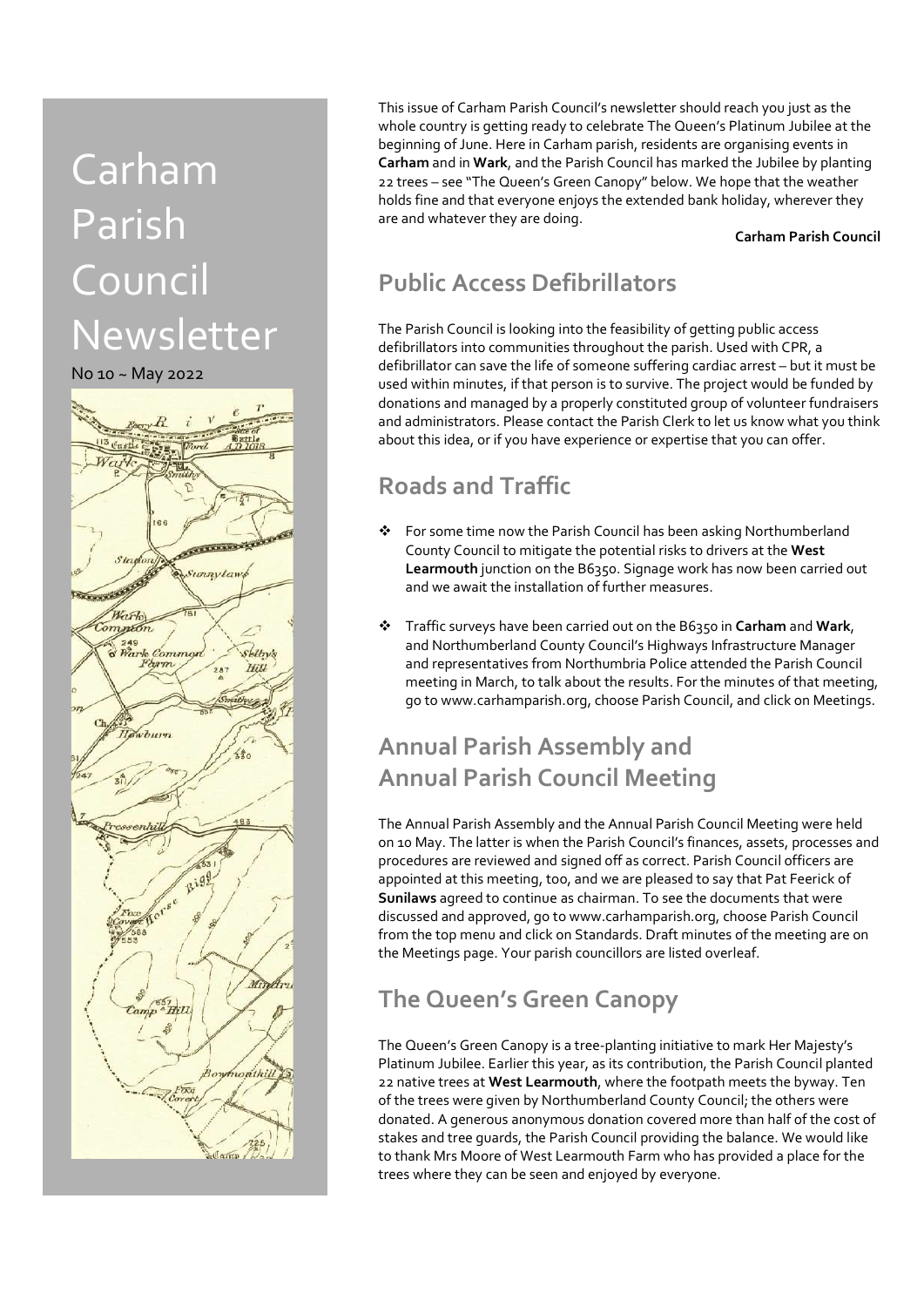# Carham Parish Council Newsletter

No 10 ~ May 2022

This issue of Carham Parish Council's newsletter should reach you just as the whole country is getting ready to celebrate The Queen's Platinum Jubilee at the beginning of June. Here in Carham parish, residents are organising events in **Carham** and in **Wark**, and the Parish Council has marked the Jubilee by planting 22 trees – see "The Queen's Green Canopy" below. We hope that the weather holds fine and that everyone enjoys the extended bank holiday, wherever they are and whatever they are doing.

**Carham Parish Council**

## Public Access Defibrillators

The Parish Council is looking into the feasibility of getting public access defibrillators into communities throughout the parish. Used with CPR, a defibrillator can save the life of someone suffering cardiac arrest – but it must be used within minutes, if that person is to survive. The project would be funded by donations and managed by a properly constituted group of volunteer fundraisers and administrators. Please contact the Parish Clerk to let us know what you think about this idea, or if you have experience or expertise that you can offer.

## Roads and Traffic

- For some time now the Parish Council has been asking Northumberland County Council to mitigate the potential risks to drivers at the **West Learmouth** junction on the B6350. Signage work has now been carried out and we await the installation of further measures.
- Traffic surveys have been carried out on the B6350 in **Carham** and **Wark**, and Northumberland County Council's Highways Infrastructure Manager and representatives from Northumbria Police attended the Parish Council meeting in March, to talk about the results. For the minutes of that meeting, go to www.carhamparish.org, choose Parish Council, and click on Meetings.

## Annual Parish Assembly and Annual Parish Council Meeting

The Annual Parish Assembly and the Annual Parish Council Meeting were held on 10 May. The latter is when the Parish Council's finances, assets, processes and procedures are reviewed and signed off as correct. Parish Council officers are appointed at this meeting, too, and we are pleased to say that Pat Feerick of **Sunilaws** agreed to continue as chairman. To see the documents that were discussed and approved, go to www.carhamparish.org, choose Parish Council from the top menu and click on Standards. Draft minutes of the meeting are on the Meetings page. Your parish councillors are listed overleaf.

## The Queen's Green Canopy

The Queen's Green Canopy is a tree-planting initiative to mark Her Majesty's Platinum Jubilee. Earlier this year, as its contribution, the Parish Council planted 22 native trees at **West Learmouth**, where the footpath meets the byway. Ten of the trees were given by Northumberland County Council; the others were donated. A generous anonymous donation covered more than half of the cost of stakes and tree guards, the Parish Council providing the balance. We would like to thank Mrs Moore of West Learmouth Farm who has provided a place for the trees where they can be seen and enjoyed by everyone.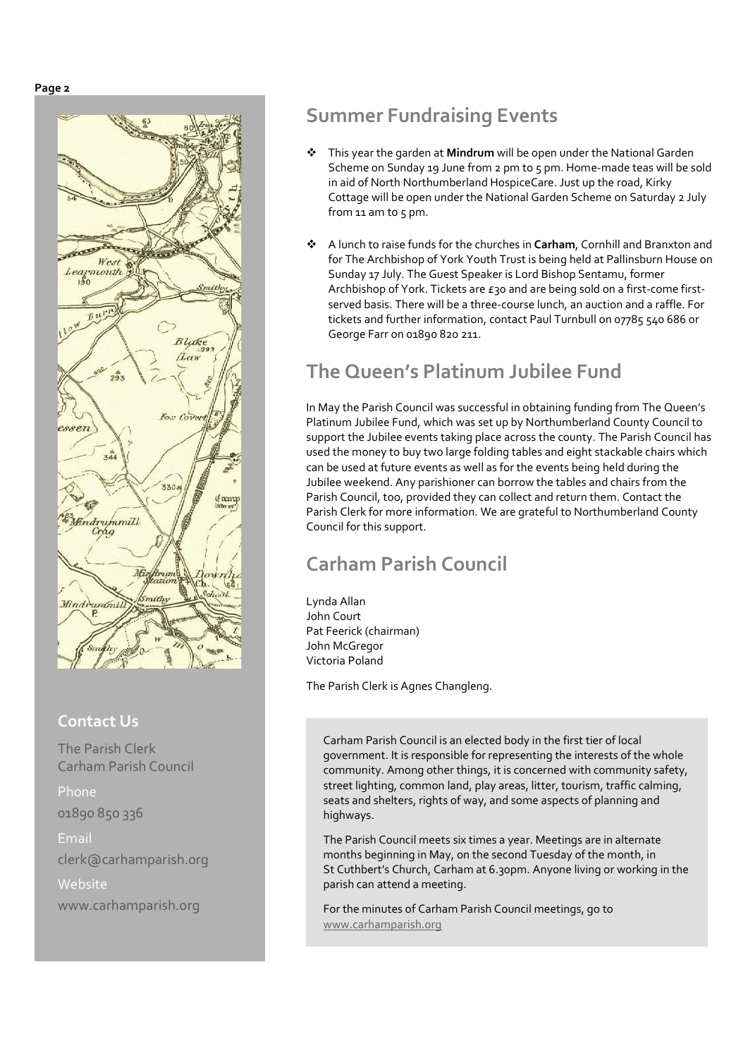## Summer Fundraising Events

- This year the garden at **Mindrum** will be open under the National Garden Scheme on Sunday 19 June from 2 pm to 5 pm. Home-made teas will be sold in aid of North Northumberland HospiceCare. Just up the road, Kirky Cottage will be open under the National Garden Scheme on Saturday 2 July from 11 am to 5 pm.
- A lunch to raise funds for the churches in **Carham**, Cornhill and Branxton and for The Archbishop of York Youth Trust is being held at Pallinsburn House on Sunday 17 July. The Guest Speaker is Lord Bishop Sentamu, former Archbishop of York. Tickets are £30 and are being sold on a first-come first-served basis. There will be a three-course lunch, an auction and a raffle. For tickets and further information, contact Paul Turnbull on 07785 540 686 or George Farr on 01890 820 211.

## The Queen's Platinum Jubilee Fund

In May the Parish Council was successful in obtaining funding from The Queen's Platinum Jubilee Fund, which was set up by Northumberland County Council to support the Jubilee events taking place across the county. The Parish Council has used the money to buy two large folding tables and eight stackable chairs which can be used at future events as well as for the events being held during the Jubilee weekend. Any parishioner can borrow the tables and chairs from the Parish Council, too, provided they can collect and return them. Contact the Parish Clerk for more information. We are grateful to Northumberland County Council for this support.

## Carham Parish Council

Lynda Allan
John Court
Pat Feerick (chairman)
John McGregor
Victoria Poland

The Parish Clerk is Agnes Changleng.

Carham Parish Council is an elected body in the first tier of local government. It is responsible for representing the interests of the whole community. Among other things, it is concerned with community safety, street lighting, common land, play areas, litter, tourism, traffic calming, seats and shelters, rights of way, and some aspects of planning and highways.

The Parish Council meets six times a year. Meetings are in alternate months beginning in May, on the second Tuesday of the month, in St Cuthbert's Church, Carham at 6.30pm. Anyone living or working in the parish can attend a meeting.

For the minutes of Carham Parish Council meetings, go to www.carhamparish.org

### Contact Us

The Parish Clerk
Carham Parish Council

Phone
01890 850 336

Email
clerk@carhamparish.org

Website
www.carhamparish.org